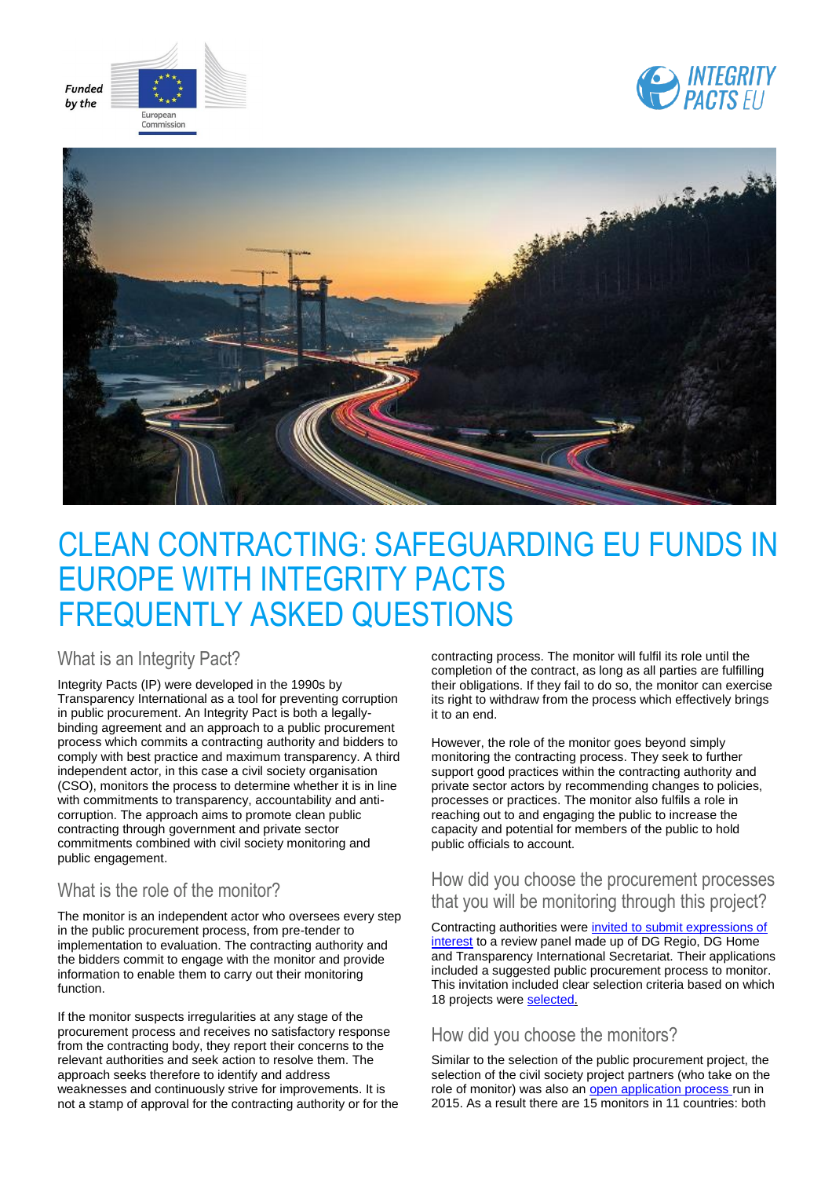Funded by the European Commission

INTEGRITY PACTS EU

# CLEAN CONTRACTING: SAFEGUARDING EU FUNDS IN EUROPE WITH INTEGRITY PACTS FREQUENTLY ASKED QUESTIONS

## What is an Integrity Pact?

Integrity Pacts (IP) were developed in the 1990s by Transparency International as a tool for preventing corruption in public procurement. An Integrity Pact is both a legally-binding agreement and an approach to a public procurement process which commits a contracting authority and bidders to comply with best practice and maximum transparency. A third independent actor, in this case a civil society organisation (CSO), monitors the process to determine whether it is in line with commitments to transparency, accountability and anti-corruption. The approach aims to promote clean public contracting through government and private sector commitments combined with civil society monitoring and public engagement.

## What is the role of the monitor?

The monitor is an independent actor who oversees every step in the public procurement process, from pre-tender to implementation to evaluation. The contracting authority and the bidders commit to engage with the monitor and provide information to enable them to carry out their monitoring function.

If the monitor suspects irregularities at any stage of the procurement process and receives no satisfactory response from the contracting body, they report their concerns to the relevant authorities and seek action to resolve them. The approach seeks therefore to identify and address weaknesses and continuously strive for improvements. It is not a stamp of approval for the contracting authority or for the contracting process. The monitor will fulfil its role until the completion of the contract, as long as all parties are fulfilling their obligations. If they fail to do so, the monitor can exercise its right to withdraw from the process which effectively brings it to an end.

However, the role of the monitor goes beyond simply monitoring the contracting process. They seek to further support good practices within the contracting authority and private sector actors by recommending changes to policies, processes or practices. The monitor also fulfils a role in reaching out to and engaging the public to increase the capacity and potential for members of the public to hold public officials to account.

## How did you choose the procurement processes that you will be monitoring through this project?

Contracting authorities were invited to submit expressions of interest to a review panel made up of DG Regio, DG Home and Transparency International Secretariat. Their applications included a suggested public procurement process to monitor. This invitation included clear selection criteria based on which 18 projects were selected.

## How did you choose the monitors?

Similar to the selection of the public procurement project, the selection of the civil society project partners (who take on the role of monitor) was also an open application process run in 2015. As a result there are 15 monitors in 11 countries: both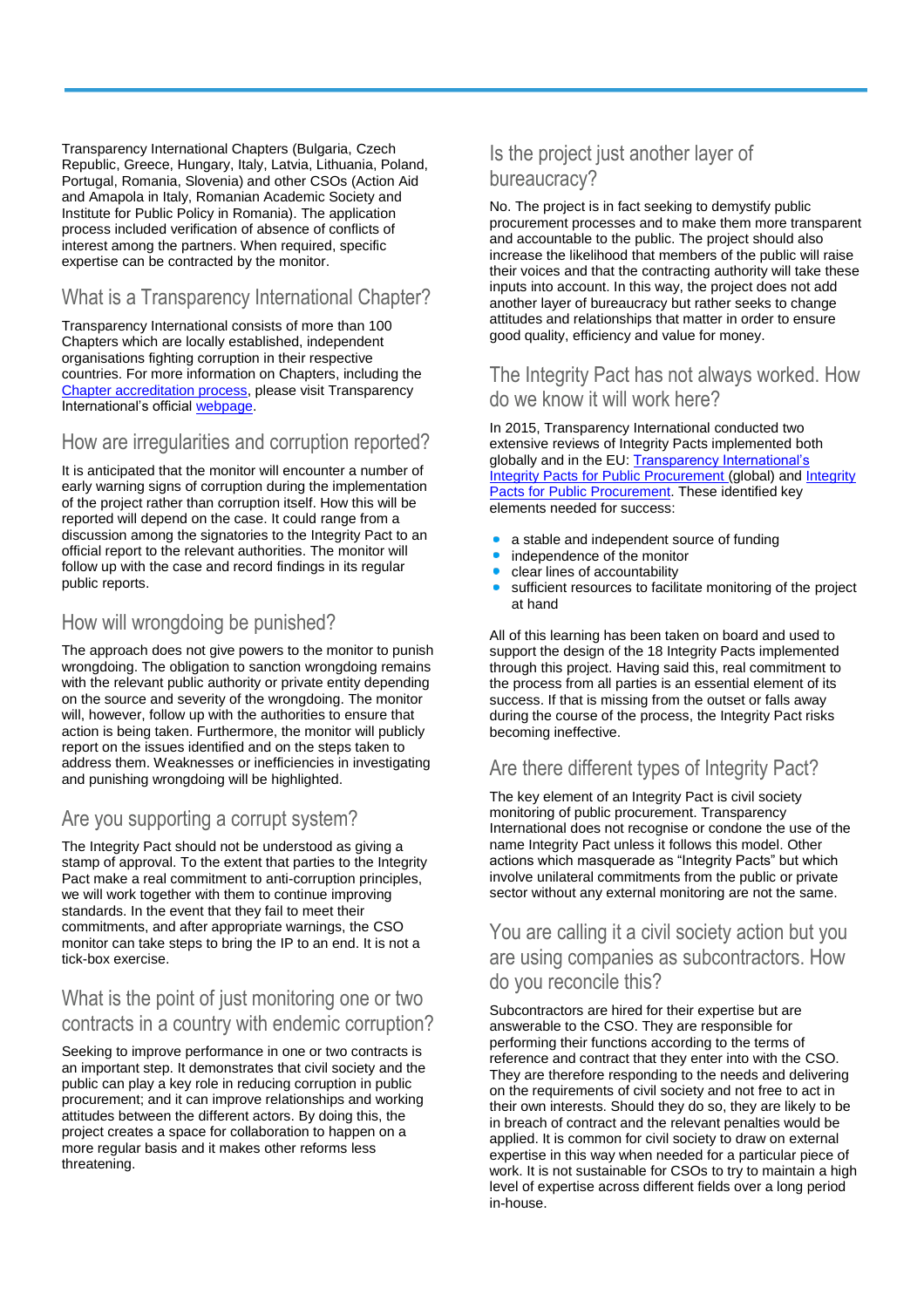Transparency International Chapters (Bulgaria, Czech Republic, Greece, Hungary, Italy, Latvia, Lithuania, Poland, Portugal, Romania, Slovenia) and other CSOs (Action Aid and Amapola in Italy, Romanian Academic Society and Institute for Public Policy in Romania). The application process included verification of absence of conflicts of interest among the partners. When required, specific expertise can be contracted by the monitor.

## What is a Transparency International Chapter?

Transparency International consists of more than 100 Chapters which are locally established, independent organisations fighting corruption in their respective countries. For more information on Chapters, including the [Chapter accreditation process], please visit Transparency International's official [webpage].

## How are irregularities and corruption reported?

It is anticipated that the monitor will encounter a number of early warning signs of corruption during the implementation of the project rather than corruption itself. How this will be reported will depend on the case. It could range from a discussion among the signatories to the Integrity Pact to an official report to the relevant authorities. The monitor will follow up with the case and record findings in its regular public reports.

## How will wrongdoing be punished?

The approach does not give powers to the monitor to punish wrongdoing. The obligation to sanction wrongdoing remains with the relevant public authority or private entity depending on the source and severity of the wrongdoing. The monitor will, however, follow up with the authorities to ensure that action is being taken. Furthermore, the monitor will publicly report on the issues identified and on the steps taken to address them. Weaknesses or inefficiencies in investigating and punishing wrongdoing will be highlighted.

## Are you supporting a corrupt system?

The Integrity Pact should not be understood as giving a stamp of approval. To the extent that parties to the Integrity Pact make a real commitment to anti-corruption principles, we will work together with them to continue improving standards. In the event that they fail to meet their commitments, and after appropriate warnings, the CSO monitor can take steps to bring the IP to an end. It is not a tick-box exercise.

## What is the point of just monitoring one or two contracts in a country with endemic corruption?

Seeking to improve performance in one or two contracts is an important step. It demonstrates that civil society and the public can play a key role in reducing corruption in public procurement; and it can improve relationships and working attitudes between the different actors. By doing this, the project creates a space for collaboration to happen on a more regular basis and it makes other reforms less threatening.

## Is the project just another layer of bureaucracy?

No. The project is in fact seeking to demystify public procurement processes and to make them more transparent and accountable to the public. The project should also increase the likelihood that members of the public will raise their voices and that the contracting authority will take these inputs into account. In this way, the project does not add another layer of bureaucracy but rather seeks to change attitudes and relationships that matter in order to ensure good quality, efficiency and value for money.

## The Integrity Pact has not always worked. How do we know it will work here?

In 2015, Transparency International conducted two extensive reviews of Integrity Pacts implemented both globally and in the EU: [Transparency International's Integrity Pacts for Public Procurement] (global) and [Integrity Pacts for Public Procurement]. These identified key elements needed for success:

- a stable and independent source of funding
- independence of the monitor
- clear lines of accountability
- sufficient resources to facilitate monitoring of the project at hand

All of this learning has been taken on board and used to support the design of the 18 Integrity Pacts implemented through this project. Having said this, real commitment to the process from all parties is an essential element of its success. If that is missing from the outset or falls away during the course of the process, the Integrity Pact risks becoming ineffective.

## Are there different types of Integrity Pact?

The key element of an Integrity Pact is civil society monitoring of public procurement. Transparency International does not recognise or condone the use of the name Integrity Pact unless it follows this model. Other actions which masquerade as "Integrity Pacts" but which involve unilateral commitments from the public or private sector without any external monitoring are not the same.

## You are calling it a civil society action but you are using companies as subcontractors. How do you reconcile this?

Subcontractors are hired for their expertise but are answerable to the CSO. They are responsible for performing their functions according to the terms of reference and contract that they enter into with the CSO. They are therefore responding to the needs and delivering on the requirements of civil society and not free to act in their own interests. Should they do so, they are likely to be in breach of contract and the relevant penalties would be applied. It is common for civil society to draw on external expertise in this way when needed for a particular piece of work. It is not sustainable for CSOs to try to maintain a high level of expertise across different fields over a long period in-house.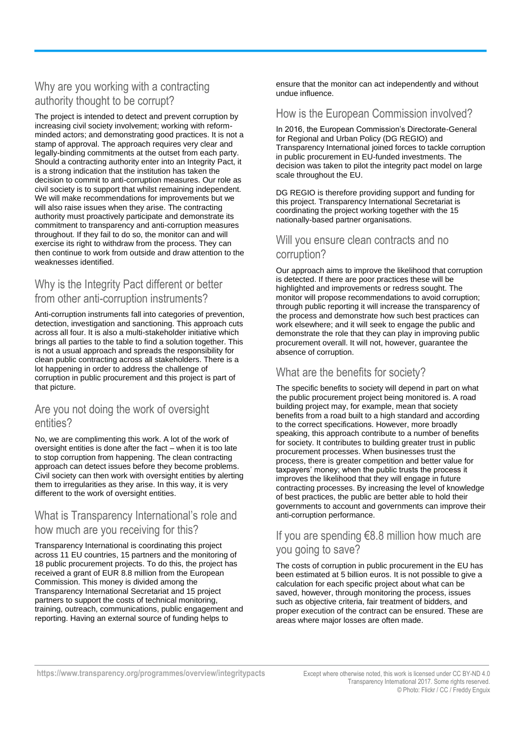## Why are you working with a contracting authority thought to be corrupt?

The project is intended to detect and prevent corruption by increasing civil society involvement; working with reform-minded actors; and demonstrating good practices. It is not a stamp of approval. The approach requires very clear and legally-binding commitments at the outset from each party. Should a contracting authority enter into an Integrity Pact, it is a strong indication that the institution has taken the decision to commit to anti-corruption measures. Our role as civil society is to support that whilst remaining independent. We will make recommendations for improvements but we will also raise issues when they arise. The contracting authority must proactively participate and demonstrate its commitment to transparency and anti-corruption measures throughout. If they fail to do so, the monitor can and will exercise its right to withdraw from the process. They can then continue to work from outside and draw attention to the weaknesses identified.

## Why is the Integrity Pact different or better from other anti-corruption instruments?

Anti-corruption instruments fall into categories of prevention, detection, investigation and sanctioning. This approach cuts across all four. It is also a multi-stakeholder initiative which brings all parties to the table to find a solution together. This is not a usual approach and spreads the responsibility for clean public contracting across all stakeholders. There is a lot happening in order to address the challenge of corruption in public procurement and this project is part of that picture.

## Are you not doing the work of oversight entities?

No, we are complimenting this work. A lot of the work of oversight entities is done after the fact – when it is too late to stop corruption from happening. The clean contracting approach can detect issues before they become problems. Civil society can then work with oversight entities by alerting them to irregularities as they arise. In this way, it is very different to the work of oversight entities.

## What is Transparency International's role and how much are you receiving for this?

Transparency International is coordinating this project across 11 EU countries, 15 partners and the monitoring of 18 public procurement projects. To do this, the project has received a grant of EUR 8.8 million from the European Commission. This money is divided among the Transparency International Secretariat and 15 project partners to support the costs of technical monitoring, training, outreach, communications, public engagement and reporting. Having an external source of funding helps to ensure that the monitor can act independently and without undue influence.

## How is the European Commission involved?

In 2016, the European Commission's Directorate-General for Regional and Urban Policy (DG REGIO) and Transparency International joined forces to tackle corruption in public procurement in EU-funded investments. The decision was taken to pilot the integrity pact model on large scale throughout the EU.

DG REGIO is therefore providing support and funding for this project. Transparency International Secretariat is coordinating the project working together with the 15 nationally-based partner organisations.

## Will you ensure clean contracts and no corruption?

Our approach aims to improve the likelihood that corruption is detected. If there are poor practices these will be highlighted and improvements or redress sought. The monitor will propose recommendations to avoid corruption; through public reporting it will increase the transparency of the process and demonstrate how such best practices can work elsewhere; and it will seek to engage the public and demonstrate the role that they can play in improving public procurement overall. It will not, however, guarantee the absence of corruption.

## What are the benefits for society?

The specific benefits to society will depend in part on what the public procurement project being monitored is. A road building project may, for example, mean that society benefits from a road built to a high standard and according to the correct specifications. However, more broadly speaking, this approach contribute to a number of benefits for society. It contributes to building greater trust in public procurement processes. When businesses trust the process, there is greater competition and better value for taxpayers' money; when the public trusts the process it improves the likelihood that they will engage in future contracting processes. By increasing the level of knowledge of best practices, the public are better able to hold their governments to account and governments can improve their anti-corruption performance.

## If you are spending €8.8 million how much are you going to save?

The costs of corruption in public procurement in the EU has been estimated at 5 billion euros. It is not possible to give a calculation for each specific project about what can be saved, however, through monitoring the process, issues such as objective criteria, fair treatment of bidders, and proper execution of the contract can be ensured. These are areas where major losses are often made.

https://www.transparency.org/programmes/overview/integritypacts

Except where otherwise noted, this work is licensed under CC BY-ND 4.0
Transparency International 2017. Some rights reserved.
© Photo: Flickr / CC / Freddy Enguix